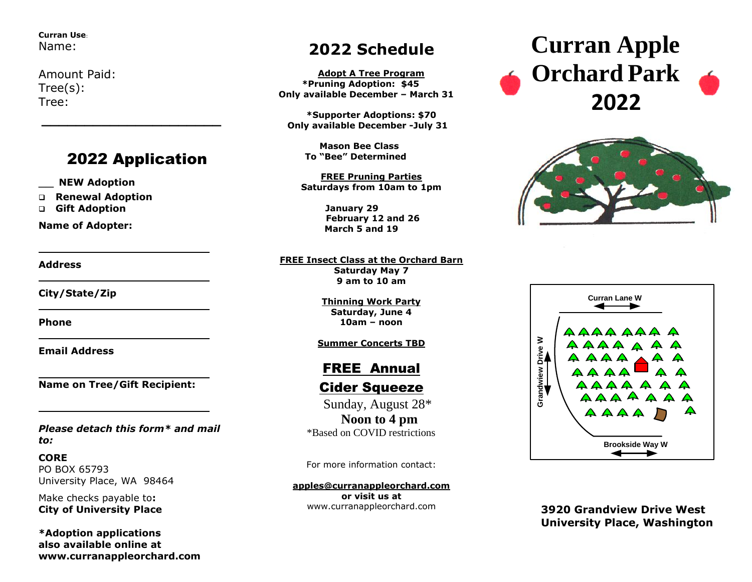**Curran Use:**
Name:

Amount Paid:
Tree(s):
Tree:

---

## 2022 Application

___ **NEW Adoption**

- ❑ **Renewal Adoption**
- ❑ **Gift Adoption**

**Name of Adopter:**

______________________________

**Address**

______________________________

**City/State/Zip**

______________________________

**Phone**

______________________________

**Email Address**

______________________________

**Name on Tree/Gift Recipient:**

______________________________

***Please detach this form* and mail to:***

**CORE**
PO BOX 65793
University Place, WA 98464

Make checks payable to**:**
**City of University Place**

**\*Adoption applications also available online at www.curranappleorchard.com**

## 2022 Schedule

**Adopt A Tree Program**
**\*Pruning Adoption: $45**
**Only available December – March 31**

**\*Supporter Adoptions: $70**
**Only available December -July 31**

**Mason Bee Class**
**To "Bee" Determined**

**FREE Pruning Parties**
**Saturdays from 10am to 1pm**

**January 29**
**February 12 and 26**
**March 5 and 19**

**FREE Insect Class at the Orchard Barn**
**Saturday May 7**
**9 am to 10 am**

**Thinning Work Party**
**Saturday, June 4**
**10am – noon**

**Summer Concerts TBD**

**FREE Annual Cider Squeeze**
Sunday, August 28*
**Noon to 4 pm**
*Based on COVID restrictions

For more information contact:

**apples@curranappleorchard.com**
**or visit us at**
www.curranappleorchard.com

# Curran Apple Orchard Park 2022

Curran Lane W

Grandview Drive W

Brookside Way W

**3920 Grandview Drive West**
**University Place, Washington**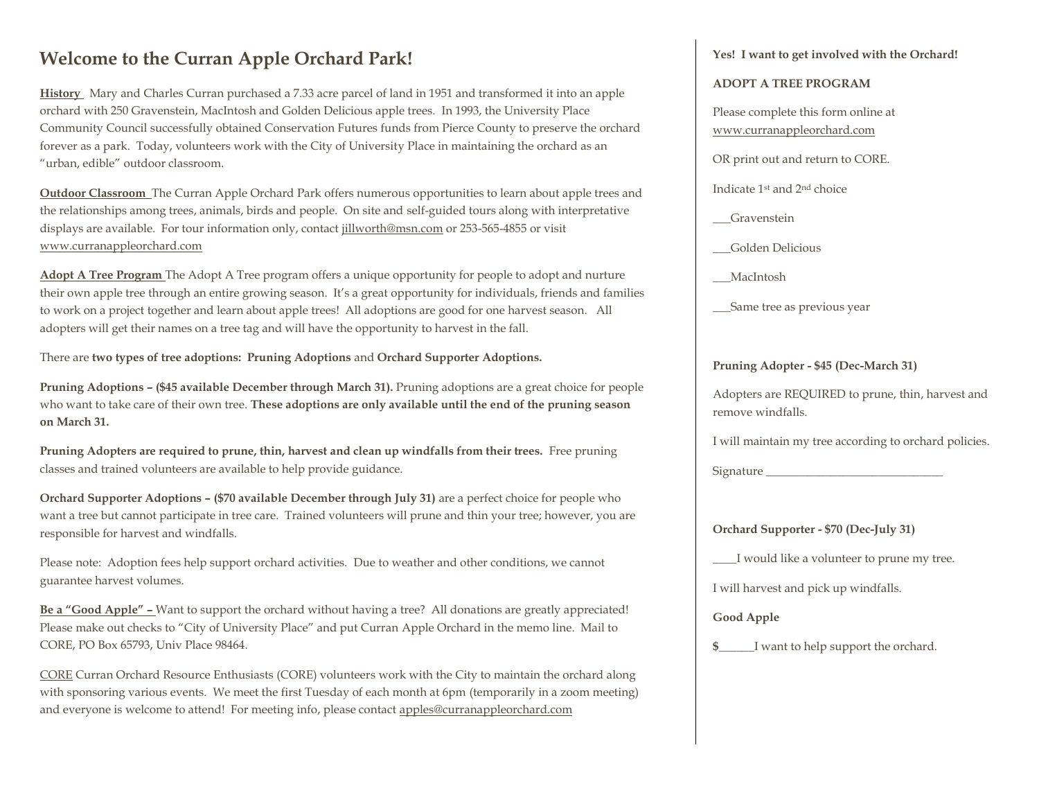# Welcome to the Curran Apple Orchard Park!

**History** Mary and Charles Curran purchased a 7.33 acre parcel of land in 1951 and transformed it into an apple orchard with 250 Gravenstein, MacIntosh and Golden Delicious apple trees. In 1993, the University Place Community Council successfully obtained Conservation Futures funds from Pierce County to preserve the orchard forever as a park. Today, volunteers work with the City of University Place in maintaining the orchard as an "urban, edible" outdoor classroom.

**Outdoor Classroom** The Curran Apple Orchard Park offers numerous opportunities to learn about apple trees and the relationships among trees, animals, birds and people. On site and self-guided tours along with interpretative displays are available. For tour information only, contact jillworth@msn.com or 253-565-4855 or visit www.curranappleorchard.com

**Adopt A Tree Program** The Adopt A Tree program offers a unique opportunity for people to adopt and nurture their own apple tree through an entire growing season. It's a great opportunity for individuals, friends and families to work on a project together and learn about apple trees! All adoptions are good for one harvest season. All adopters will get their names on a tree tag and will have the opportunity to harvest in the fall.

There are **two types of tree adoptions: Pruning Adoptions** and **Orchard Supporter Adoptions.**

**Pruning Adoptions – ($45 available December through March 31).** Pruning adoptions are a great choice for people who want to take care of their own tree. **These adoptions are only available until the end of the pruning season on March 31.**

**Pruning Adopters are required to prune, thin, harvest and clean up windfalls from their trees.** Free pruning classes and trained volunteers are available to help provide guidance.

**Orchard Supporter Adoptions – ($70 available December through July 31)** are a perfect choice for people who want a tree but cannot participate in tree care. Trained volunteers will prune and thin your tree; however, you are responsible for harvest and windfalls.

Please note: Adoption fees help support orchard activities. Due to weather and other conditions, we cannot guarantee harvest volumes.

**Be a "Good Apple" –** Want to support the orchard without having a tree? All donations are greatly appreciated! Please make out checks to "City of University Place" and put Curran Apple Orchard in the memo line. Mail to CORE, PO Box 65793, Univ Place 98464.

CORE Curran Orchard Resource Enthusiasts (CORE) volunteers work with the City to maintain the orchard along with sponsoring various events. We meet the first Tuesday of each month at 6pm (temporarily in a zoom meeting) and everyone is welcome to attend! For meeting info, please contact apples@curranappleorchard.com

**Yes! I want to get involved with the Orchard!**

**ADOPT A TREE PROGRAM**

Please complete this form online at www.curranappleorchard.com

OR print out and return to CORE.

Indicate 1st and 2nd choice

___Gravenstein

___Golden Delicious

___MacIntosh

___Same tree as previous year

**Pruning Adopter - $45 (Dec-March 31)**

Adopters are REQUIRED to prune, thin, harvest and remove windfalls.

I will maintain my tree according to orchard policies.

Signature ______________________________

**Orchard Supporter - $70 (Dec-July 31)**

____I would like a volunteer to prune my tree.

I will harvest and pick up windfalls.

**Good Apple**

**$**______I want to help support the orchard.